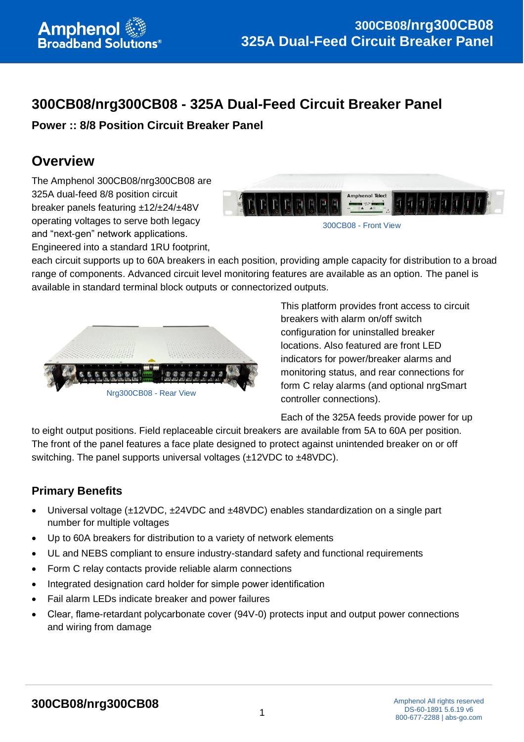# 300CB08/nrg300CB08 - 325A Dual-Feed Circuit Breaker Panel

**Power :: 8/8 Position Circuit Breaker Panel**

## Overview

The Amphenol 300CB08/nrg300CB08 are 325A dual-feed 8/8 position circuit breaker panels featuring ±12/±24/±48V operating voltages to serve both legacy and "next-gen" network applications. Engineered into a standard 1RU footprint, each circuit supports up to 60A breakers in each position, providing ample capacity for distribution to a broad range of components. Advanced circuit level monitoring features are available as an option. The panel is available in standard terminal block outputs or connectorized outputs.

300CB08 - Front View

Nrg300CB08 - Rear View

This platform provides front access to circuit breakers with alarm on/off switch configuration for uninstalled breaker locations. Also featured are front LED indicators for power/breaker alarms and monitoring status, and rear connections for form C relay alarms (and optional nrgSmart controller connections).

Each of the 325A feeds provide power for up to eight output positions. Field replaceable circuit breakers are available from 5A to 60A per position. The front of the panel features a face plate designed to protect against unintended breaker on or off switching. The panel supports universal voltages (±12VDC to ±48VDC).

### Primary Benefits

- Universal voltage (±12VDC, ±24VDC and ±48VDC) enables standardization on a single part number for multiple voltages
- Up to 60A breakers for distribution to a variety of network elements
- UL and NEBS compliant to ensure industry-standard safety and functional requirements
- Form C relay contacts provide reliable alarm connections
- Integrated designation card holder for simple power identification
- Fail alarm LEDs indicate breaker and power failures
- Clear, flame-retardant polycarbonate cover (94V-0) protects input and output power connections and wiring from damage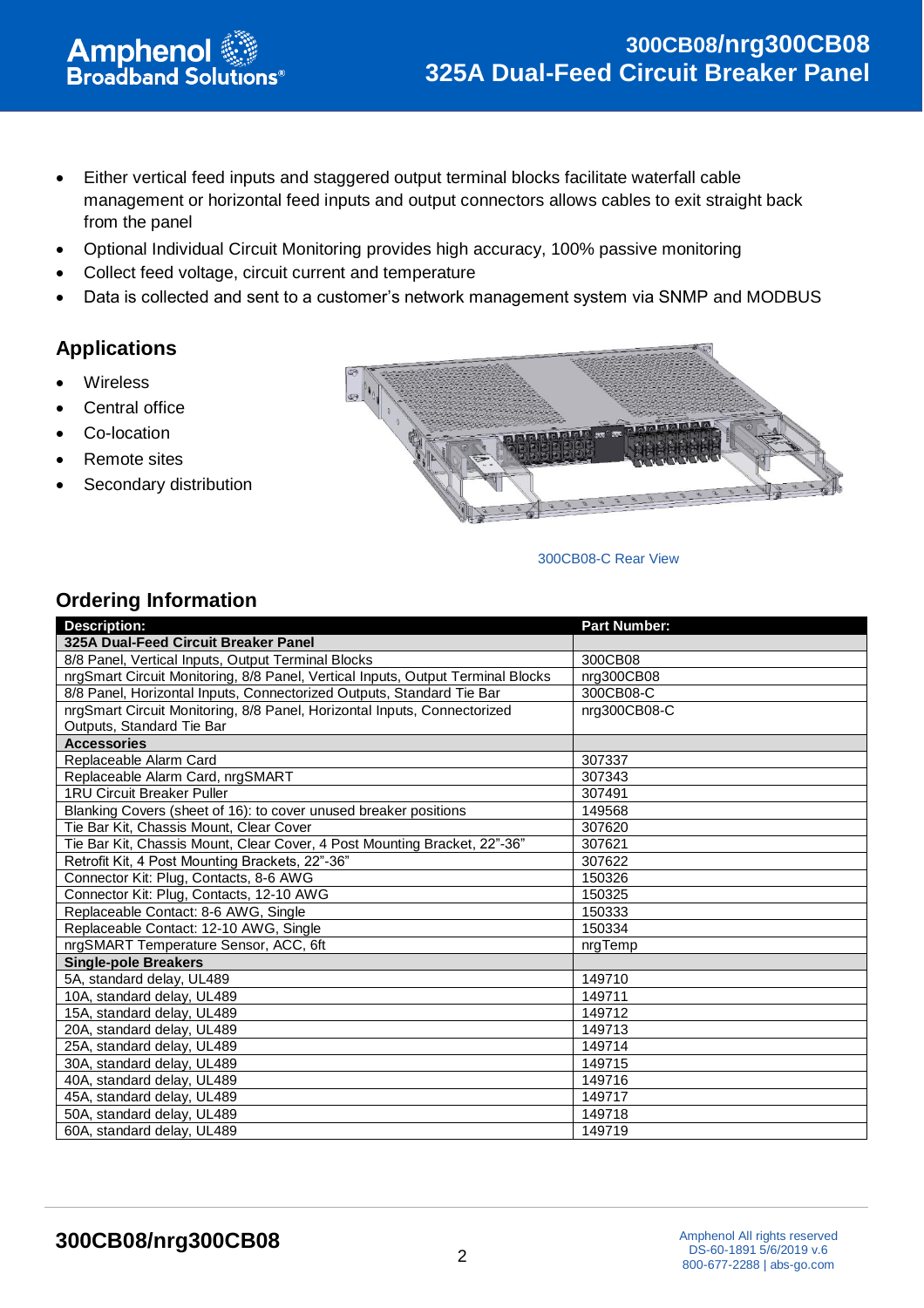- Either vertical feed inputs and staggered output terminal blocks facilitate waterfall cable management or horizontal feed inputs and output connectors allows cables to exit straight back from the panel
- Optional Individual Circuit Monitoring provides high accuracy, 100% passive monitoring
- Collect feed voltage, circuit current and temperature
- Data is collected and sent to a customer's network management system via SNMP and MODBUS

## Applications

- Wireless
- Central office
- Co-location
- Remote sites
- Secondary distribution

300CB08-C Rear View

## Ordering Information

| Description: | Part Number: |
|---|---|
| **325A Dual-Feed Circuit Breaker Panel** | |
| 8/8 Panel, Vertical Inputs, Output Terminal Blocks | 300CB08 |
| nrgSmart Circuit Monitoring, 8/8 Panel, Vertical Inputs, Output Terminal Blocks | nrg300CB08 |
| 8/8 Panel, Horizontal Inputs, Connectorized Outputs, Standard Tie Bar | 300CB08-C |
| nrgSmart Circuit Monitoring, 8/8 Panel, Horizontal Inputs, Connectorized Outputs, Standard Tie Bar | nrg300CB08-C |
| **Accessories** | |
| Replaceable Alarm Card | 307337 |
| Replaceable Alarm Card, nrgSMART | 307343 |
| 1RU Circuit Breaker Puller | 307491 |
| Blanking Covers (sheet of 16): to cover unused breaker positions | 149568 |
| Tie Bar Kit, Chassis Mount, Clear Cover | 307620 |
| Tie Bar Kit, Chassis Mount, Clear Cover, 4 Post Mounting Bracket, 22"-36" | 307621 |
| Retrofit Kit, 4 Post Mounting Brackets, 22"-36" | 307622 |
| Connector Kit: Plug, Contacts, 8-6 AWG | 150326 |
| Connector Kit: Plug, Contacts, 12-10 AWG | 150325 |
| Replaceable Contact: 8-6 AWG, Single | 150333 |
| Replaceable Contact: 12-10 AWG, Single | 150334 |
| nrgSMART Temperature Sensor, ACC, 6ft | nrgTemp |
| **Single-pole Breakers** | |
| 5A, standard delay, UL489 | 149710 |
| 10A, standard delay, UL489 | 149711 |
| 15A, standard delay, UL489 | 149712 |
| 20A, standard delay, UL489 | 149713 |
| 25A, standard delay, UL489 | 149714 |
| 30A, standard delay, UL489 | 149715 |
| 40A, standard delay, UL489 | 149716 |
| 45A, standard delay, UL489 | 149717 |
| 50A, standard delay, UL489 | 149718 |
| 60A, standard delay, UL489 | 149719 |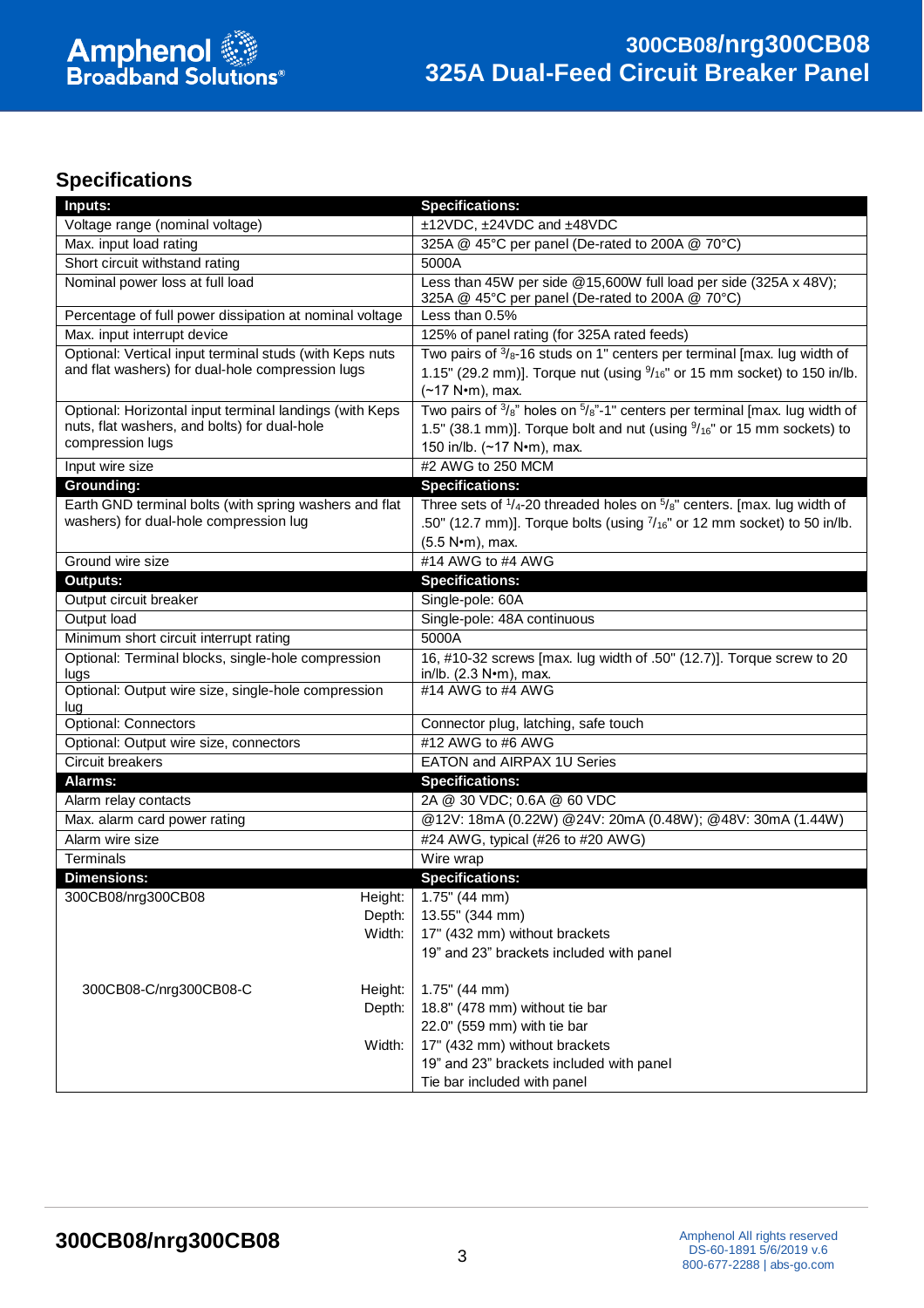## Specifications

| Inputs: | Specifications: |
| --- | --- |
| Voltage range (nominal voltage) | ±12VDC, ±24VDC and ±48VDC |
| Max. input load rating | 325A @ 45°C per panel (De-rated to 200A @ 70°C) |
| Short circuit withstand rating | 5000A |
| Nominal power loss at full load | Less than 45W per side @15,600W full load per side (325A x 48V); 325A @ 45°C per panel (De-rated to 200A @ 70°C) |
| Percentage of full power dissipation at nominal voltage | Less than 0.5% |
| Max. input interrupt device | 125% of panel rating (for 325A rated feeds) |
| Optional: Vertical input terminal studs (with Keps nuts and flat washers) for dual-hole compression lugs | Two pairs of 3/8-16 studs on 1" centers per terminal [max. lug width of 1.15" (29.2 mm)]. Torque nut (using 9/16" or 15 mm socket) to 150 in/lb. (~17 N•m), max. |
| Optional: Horizontal input terminal landings (with Keps nuts, flat washers, and bolts) for dual-hole compression lugs | Two pairs of 3/8" holes on 5/8"-1" centers per terminal [max. lug width of 1.5" (38.1 mm)]. Torque bolt and nut (using 9/16" or 15 mm sockets) to 150 in/lb. (~17 N•m), max. |
| Input wire size | #2 AWG to 250 MCM |
| **Grounding:** | **Specifications:** |
| Earth GND terminal bolts (with spring washers and flat washers) for dual-hole compression lug | Three sets of 1/4-20 threaded holes on 5/8" centers. [max. lug width of .50" (12.7 mm)]. Torque bolts (using 7/16" or 12 mm socket) to 50 in/lb. (5.5 N•m), max. |
| Ground wire size | #14 AWG to #4 AWG |
| **Outputs:** | **Specifications:** |
| Output circuit breaker | Single-pole: 60A |
| Output load | Single-pole: 48A continuous |
| Minimum short circuit interrupt rating | 5000A |
| Optional: Terminal blocks, single-hole compression lugs | 16, #10-32 screws [max. lug width of .50" (12.7)]. Torque screw to 20 in/lb. (2.3 N•m), max. |
| Optional: Output wire size, single-hole compression lug | #14 AWG to #4 AWG |
| Optional: Connectors | Connector plug, latching, safe touch |
| Optional: Output wire size, connectors | #12 AWG to #6 AWG |
| Circuit breakers | EATON and AIRPAX 1U Series |
| **Alarms:** | **Specifications:** |
| Alarm relay contacts | 2A @ 30 VDC; 0.6A @ 60 VDC |
| Max. alarm card power rating | @12V: 18mA (0.22W) @24V: 20mA (0.48W); @48V: 30mA (1.44W) |
| Alarm wire size | #24 AWG, typical (#26 to #20 AWG) |
| Terminals | Wire wrap |
| **Dimensions:** | **Specifications:** |
| 300CB08/nrg300CB08 Height: | 1.75" (44 mm) |
| Depth: | 13.55" (344 mm) |
| Width: | 17" (432 mm) without brackets<br>19" and 23" brackets included with panel |
| 300CB08-C/nrg300CB08-C Height: | 1.75" (44 mm) |
| Depth: | 18.8" (478 mm) without tie bar<br>22.0" (559 mm) with tie bar |
| Width: | 17" (432 mm) without brackets<br>19" and 23" brackets included with panel<br>Tie bar included with panel |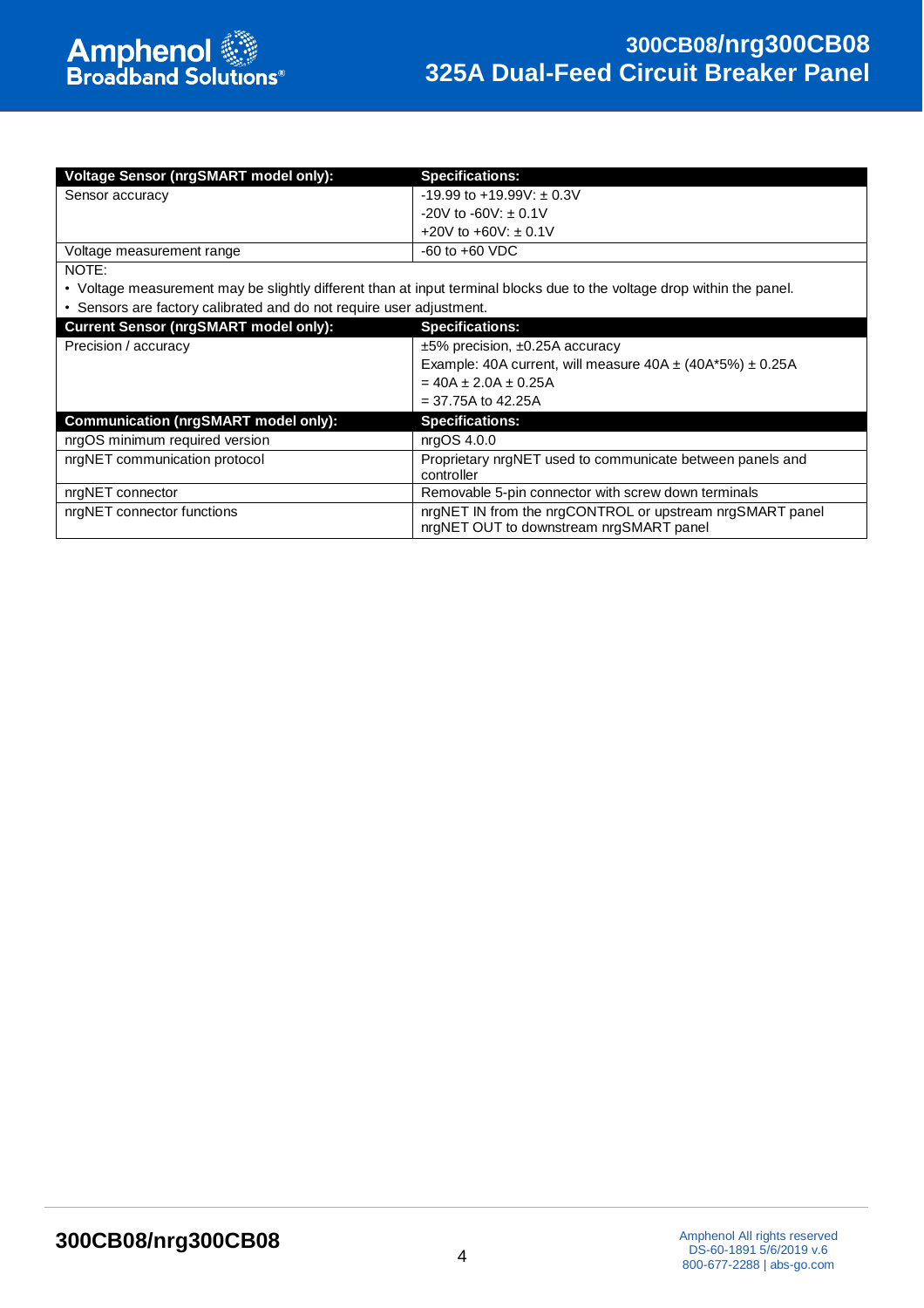| Voltage Sensor (nrgSMART model only): | Specifications: |
|---|---|
| Sensor accuracy | -19.99 to +19.99V: ± 0.3V<br>-20V to -60V: ± 0.1V<br>+20V to +60V: ± 0.1V |
| Voltage measurement range | -60 to +60 VDC |

NOTE:
- Voltage measurement may be slightly different than at input terminal blocks due to the voltage drop within the panel.
- Sensors are factory calibrated and do not require user adjustment.

| Current Sensor (nrgSMART model only): | Specifications: |
|---|---|
| Precision / accuracy | ±5% precision, ±0.25A accuracy<br>Example: 40A current, will measure 40A ± (40A*5%) ± 0.25A<br>= 40A ± 2.0A ± 0.25A<br>= 37.75A to 42.25A |

| Communication (nrgSMART model only): | Specifications: |
|---|---|
| nrgOS minimum required version | nrgOS 4.0.0 |
| nrgNET communication protocol | Proprietary nrgNET used to communicate between panels and controller |
| nrgNET connector | Removable 5-pin connector with screw down terminals |
| nrgNET connector functions | nrgNET IN from the nrgCONTROL or upstream nrgSMART panel<br>nrgNET OUT to downstream nrgSMART panel |